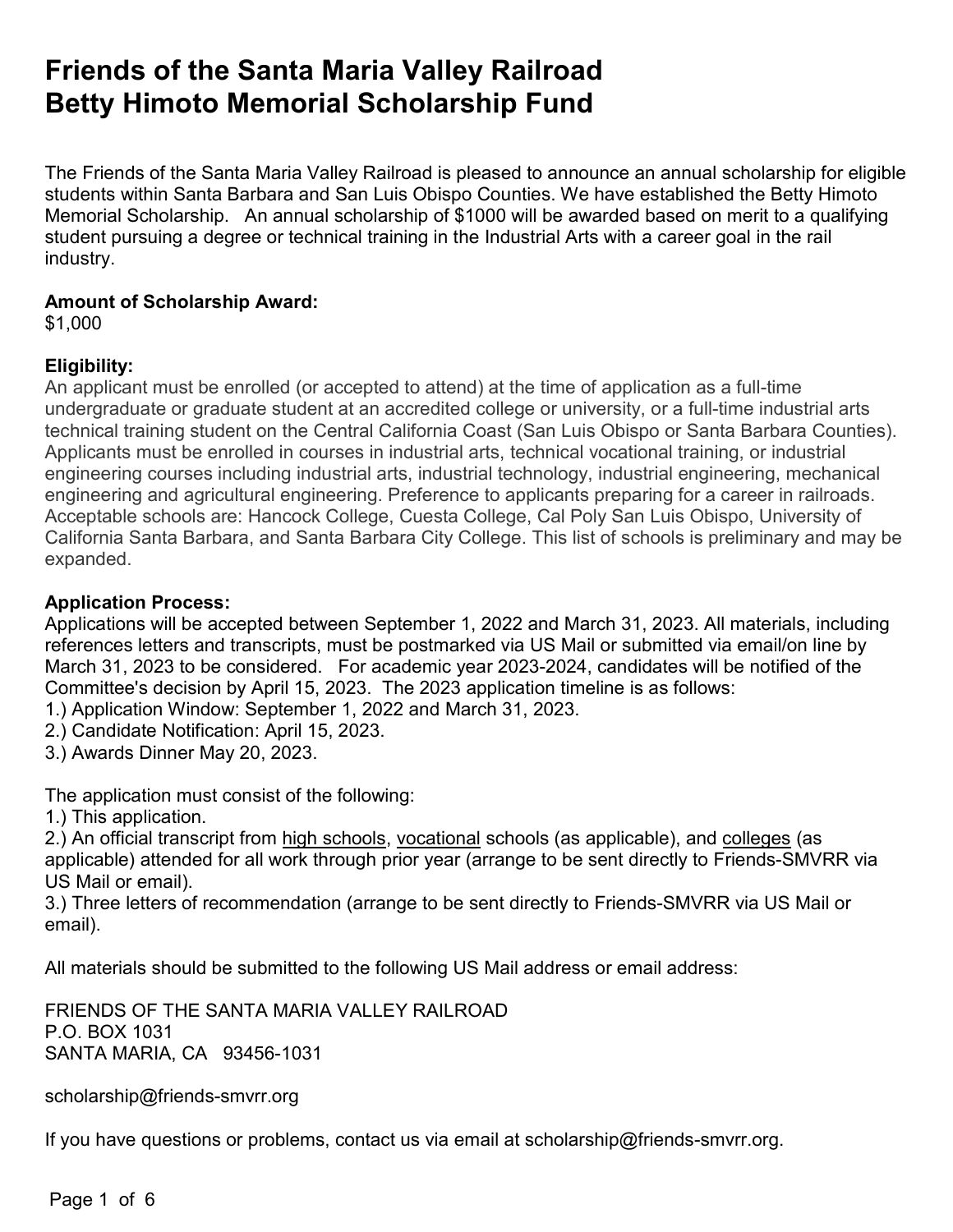# Friends of the Santa Maria Valley Railroad
# Betty Himoto Memorial Scholarship Fund

The Friends of the Santa Maria Valley Railroad is pleased to announce an annual scholarship for eligible students within Santa Barbara and San Luis Obispo Counties. We have established the Betty Himoto Memorial Scholarship. An annual scholarship of $1000 will be awarded based on merit to a qualifying student pursuing a degree or technical training in the Industrial Arts with a career goal in the rail industry.

**Amount of Scholarship Award:**
$1,000

**Eligibility:**
An applicant must be enrolled (or accepted to attend) at the time of application as a full-time undergraduate or graduate student at an accredited college or university, or a full-time industrial arts technical training student on the Central California Coast (San Luis Obispo or Santa Barbara Counties). Applicants must be enrolled in courses in industrial arts, technical vocational training, or industrial engineering courses including industrial arts, industrial technology, industrial engineering, mechanical engineering and agricultural engineering. Preference to applicants preparing for a career in railroads. Acceptable schools are: Hancock College, Cuesta College, Cal Poly San Luis Obispo, University of California Santa Barbara, and Santa Barbara City College. This list of schools is preliminary and may be expanded.

**Application Process:**
Applications will be accepted between September 1, 2022 and March 31, 2023. All materials, including references letters and transcripts, must be postmarked via US Mail or submitted via email/on line by March 31, 2023 to be considered. For academic year 2023-2024, candidates will be notified of the Committee's decision by April 15, 2023. The 2023 application timeline is as follows:
1.) Application Window: September 1, 2022 and March 31, 2023.
2.) Candidate Notification: April 15, 2023.
3.) Awards Dinner May 20, 2023.

The application must consist of the following:
1.) This application.
2.) An official transcript from high schools, vocational schools (as applicable), and colleges (as applicable) attended for all work through prior year (arrange to be sent directly to Friends-SMVRR via US Mail or email).
3.) Three letters of recommendation (arrange to be sent directly to Friends-SMVRR via US Mail or email).

All materials should be submitted to the following US Mail address or email address:

FRIENDS OF THE SANTA MARIA VALLEY RAILROAD
P.O. BOX 1031
SANTA MARIA, CA 93456-1031

scholarship@friends-smvrr.org

If you have questions or problems, contact us via email at scholarship@friends-smvrr.org.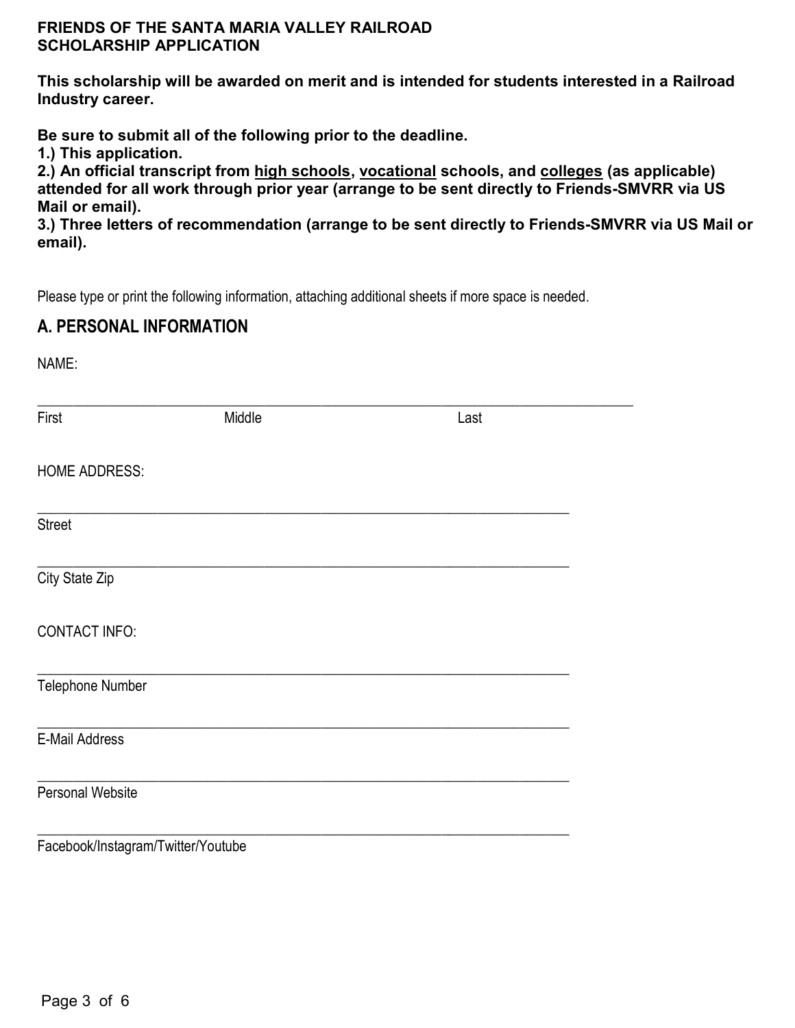**FRIENDS OF THE SANTA MARIA VALLEY RAILROAD**
**SCHOLARSHIP APPLICATION**

**This scholarship will be awarded on merit and is intended for students interested in a Railroad Industry career.**

**Be sure to submit all of the following prior to the deadline.**
**1.) This application.**
**2.) An official transcript from <u>high schools</u>, <u>vocational</u> schools, and <u>colleges</u> (as applicable) attended for all work through prior year (arrange to be sent directly to Friends-SMVRR via US Mail or email).**
**3.) Three letters of recommendation (arrange to be sent directly to Friends-SMVRR via US Mail or email).**

Please type or print the following information, attaching additional sheets if more space is needed.

## A. PERSONAL INFORMATION

NAME:

________________________________________________________________________________
First                              Middle                                        Last

HOME ADDRESS:

________________________________________________________________________
Street

________________________________________________________________________
City State Zip

CONTACT INFO:

________________________________________________________________________
Telephone Number

________________________________________________________________________
E-Mail Address

________________________________________________________________________
Personal Website

________________________________________________________________________
Facebook/Instagram/Twitter/Youtube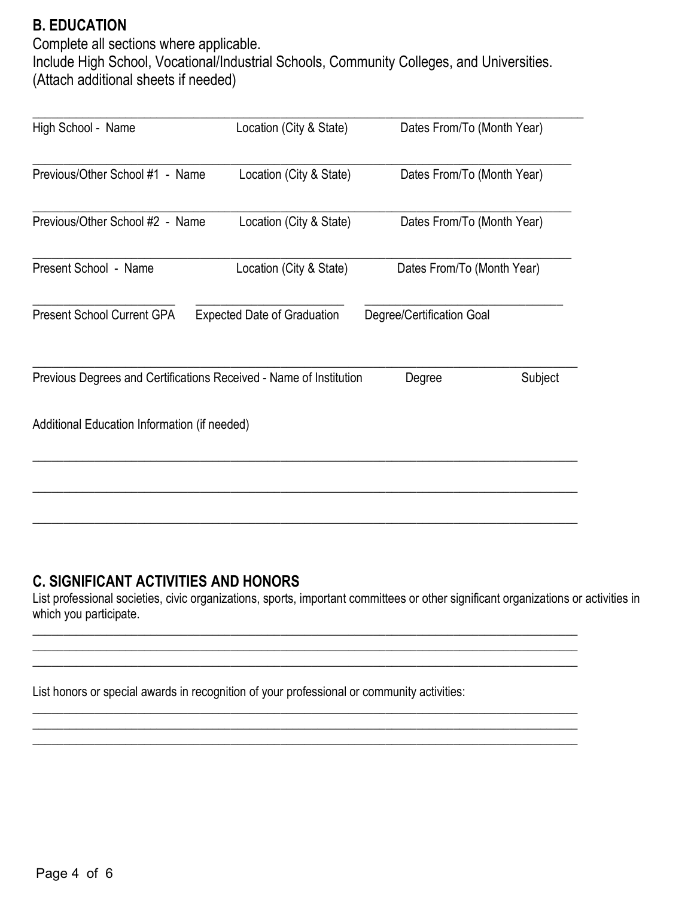## B. EDUCATION

Complete all sections where applicable.
Include High School, Vocational/Industrial Schools, Community Colleges, and Universities.
(Attach additional sheets if needed)

_______________________________________________________________________________

High School - Name　　Location (City & State)　　Dates From/To (Month Year)

_______________________________________________________________________________

Previous/Other School #1 - Name　　Location (City & State)　　Dates From/To (Month Year)

_______________________________________________________________________________

Previous/Other School #2 - Name　　Location (City & State)　　Dates From/To (Month Year)

_______________________________________________________________________________

Present School - Name　　Location (City & State)　　Dates From/To (Month Year)

______________________　　______________________　　______________________________

Present School Current GPA　　Expected Date of Graduation　　Degree/Certification Goal

_______________________________________________________________________________

Previous Degrees and Certifications Received - Name of Institution　　Degree　　Subject

Additional Education Information (if needed)

_______________________________________________________________________________

_______________________________________________________________________________

_______________________________________________________________________________

## C. SIGNIFICANT ACTIVITIES AND HONORS

List professional societies, civic organizations, sports, important committees or other significant organizations or activities in which you participate.

_______________________________________________________________________________
_______________________________________________________________________________
_______________________________________________________________________________

List honors or special awards in recognition of your professional or community activities:

_______________________________________________________________________________
_______________________________________________________________________________
_______________________________________________________________________________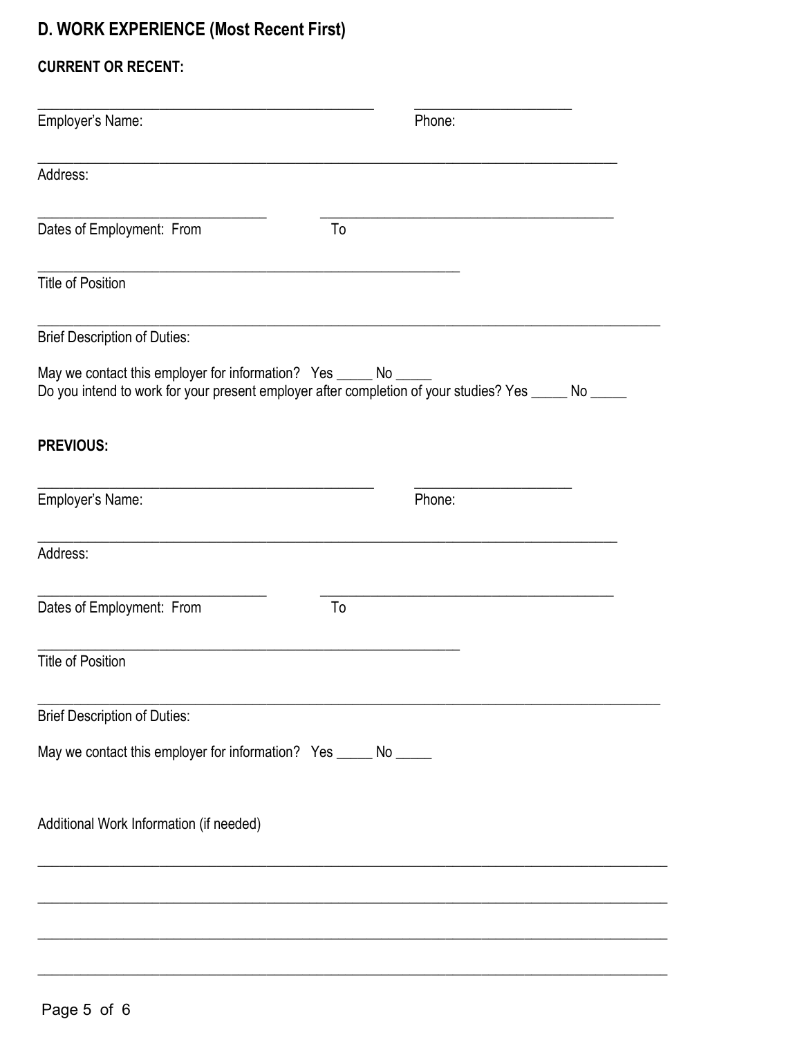## D. WORK EXPERIENCE (Most Recent First)

**CURRENT OR RECENT:**

_______________________________________________ _____________________

Employer's Name: Phone:

_______________________________________________________________________________

Address:

______________________________ ______________________________________

Dates of Employment: From To

________________________________________________________

Title of Position

_______________________________________________________________________________

Brief Description of Duties:

May we contact this employer for information? Yes _____ No _____

Do you intend to work for your present employer after completion of your studies? Yes _____ No _____

**PREVIOUS:**

_______________________________________________ _____________________

Employer's Name: Phone:

_______________________________________________________________________________

Address:

______________________________ ______________________________________

Dates of Employment: From To

________________________________________________________

Title of Position

_______________________________________________________________________________

Brief Description of Duties:

May we contact this employer for information? Yes _____ No _____

Additional Work Information (if needed)

_______________________________________________________________________________

_______________________________________________________________________________

_______________________________________________________________________________

_______________________________________________________________________________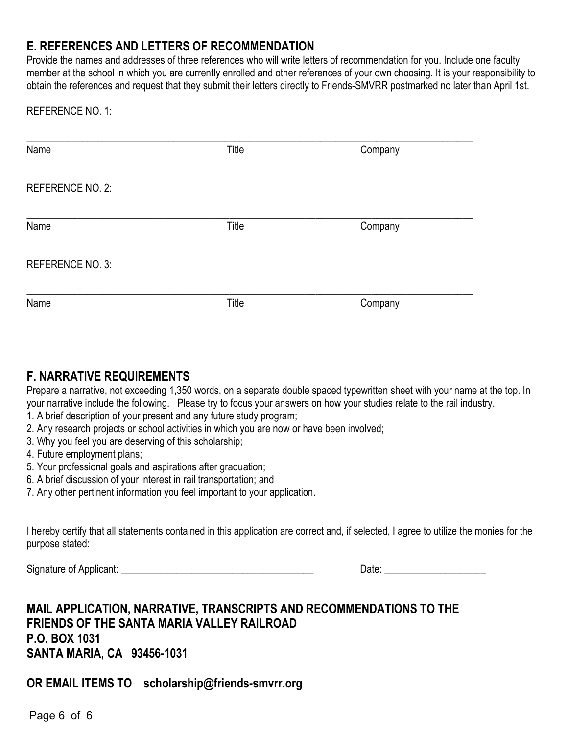## E. REFERENCES AND LETTERS OF RECOMMENDATION

Provide the names and addresses of three references who will write letters of recommendation for you. Include one faculty member at the school in which you are currently enrolled and other references of your own choosing. It is your responsibility to obtain the references and request that they submit their letters directly to Friends-SMVRR postmarked no later than April 1st.

REFERENCE NO. 1:

\_\_\_\_\_\_\_\_\_\_\_\_\_\_\_\_\_\_\_\_\_\_\_\_\_\_\_\_\_\_\_\_\_\_\_\_\_\_\_\_\_\_\_\_\_\_\_\_\_\_\_\_\_\_\_\_\_\_\_\_\_\_\_\_\_\_\_\_\_\_

Name | Title | Company

REFERENCE NO. 2:

\_\_\_\_\_\_\_\_\_\_\_\_\_\_\_\_\_\_\_\_\_\_\_\_\_\_\_\_\_\_\_\_\_\_\_\_\_\_\_\_\_\_\_\_\_\_\_\_\_\_\_\_\_\_\_\_\_\_\_\_\_\_\_\_\_\_\_\_\_\_

Name | Title | Company

REFERENCE NO. 3:

\_\_\_\_\_\_\_\_\_\_\_\_\_\_\_\_\_\_\_\_\_\_\_\_\_\_\_\_\_\_\_\_\_\_\_\_\_\_\_\_\_\_\_\_\_\_\_\_\_\_\_\_\_\_\_\_\_\_\_\_\_\_\_\_\_\_\_\_\_\_

Name | Title | Company

## F. NARRATIVE REQUIREMENTS

Prepare a narrative, not exceeding 1,350 words, on a separate double spaced typewritten sheet with your name at the top. In your narrative include the following. Please try to focus your answers on how your studies relate to the rail industry.

1. A brief description of your present and any future study program;
2. Any research projects or school activities in which you are now or have been involved;
3. Why you feel you are deserving of this scholarship;
4. Future employment plans;
5. Your professional goals and aspirations after graduation;
6. A brief discussion of your interest in rail transportation; and
7. Any other pertinent information you feel important to your application.

I hereby certify that all statements contained in this application are correct and, if selected, I agree to utilize the monies for the purpose stated:

Signature of Applicant: \_\_\_\_\_\_\_\_\_\_\_\_\_\_\_\_\_\_\_\_\_\_\_\_\_\_\_\_\_\_\_\_\_\_\_\_ Date: \_\_\_\_\_\_\_\_\_\_\_\_\_\_\_\_\_\_

**MAIL APPLICATION, NARRATIVE, TRANSCRIPTS AND RECOMMENDATIONS TO THE**
**FRIENDS OF THE SANTA MARIA VALLEY RAILROAD**
**P.O. BOX 1031**
**SANTA MARIA, CA 93456-1031**

**OR EMAIL ITEMS TO scholarship@friends-smvrr.org**